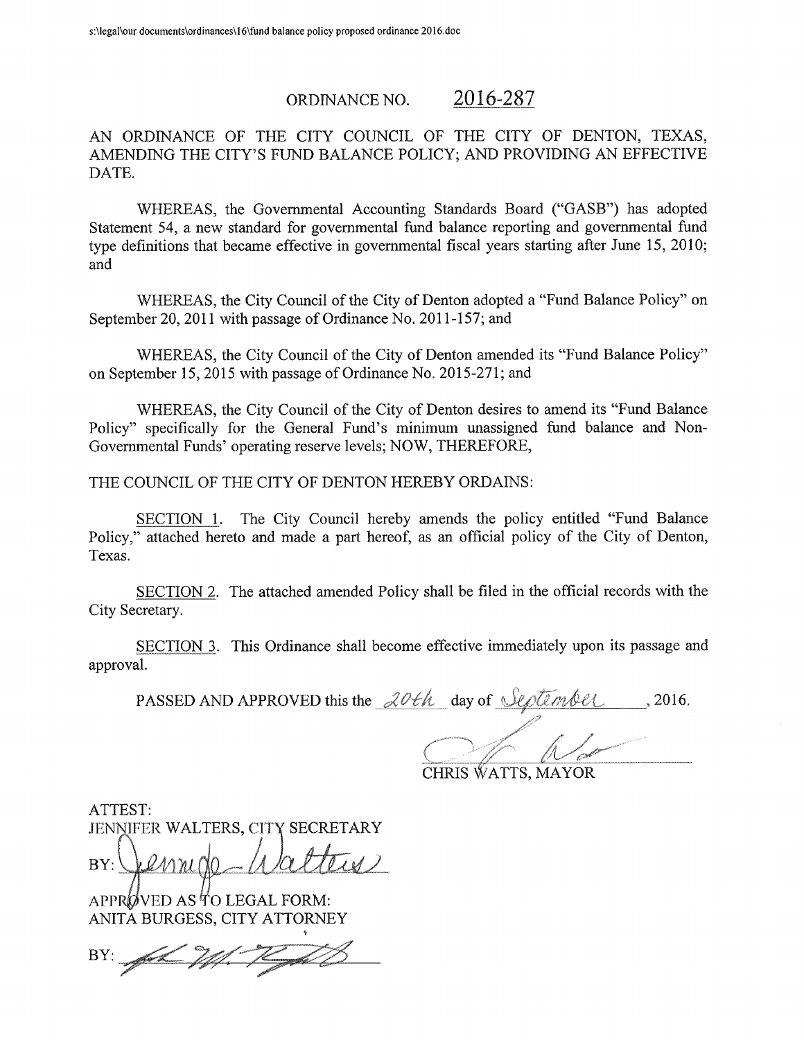s:\legal\our documents\ordinances\16\fund balance policy proposed ordinance 2016.doc

# ORDINANCE NO. 2016-287

AN ORDINANCE OF THE CITY COUNCIL OF THE CITY OF DENTON, TEXAS, AMENDING THE CITY'S FUND BALANCE POLICY; AND PROVIDING AN EFFECTIVE DATE.

WHEREAS, the Governmental Accounting Standards Board ("GASB") has adopted Statement 54, a new standard for governmental fund balance reporting and governmental fund type definitions that became effective in governmental fiscal years starting after June 15, 2010; and

WHEREAS, the City Council of the City of Denton adopted a "Fund Balance Policy" on September 20, 2011 with passage of Ordinance No. 2011-157; and

WHEREAS, the City Council of the City of Denton amended its "Fund Balance Policy" on September 15, 2015 with passage of Ordinance No. 2015-271; and

WHEREAS, the City Council of the City of Denton desires to amend its "Fund Balance Policy" specifically for the General Fund's minimum unassigned fund balance and Non-Governmental Funds' operating reserve levels; NOW, THEREFORE,

THE COUNCIL OF THE CITY OF DENTON HEREBY ORDAINS:

SECTION 1. The City Council hereby amends the policy entitled "Fund Balance Policy," attached hereto and made a part hereof, as an official policy of the City of Denton, Texas.

SECTION 2. The attached amended Policy shall be filed in the official records with the City Secretary.

SECTION 3. This Ordinance shall become effective immediately upon its passage and approval.

PASSED AND APPROVED this the 20th day of September, 2016.

CHRIS WATTS, MAYOR

ATTEST:
JENNIFER WALTERS, CITY SECRETARY

BY: ______________________

APPROVED AS TO LEGAL FORM:
ANITA BURGESS, CITY ATTORNEY

BY: ______________________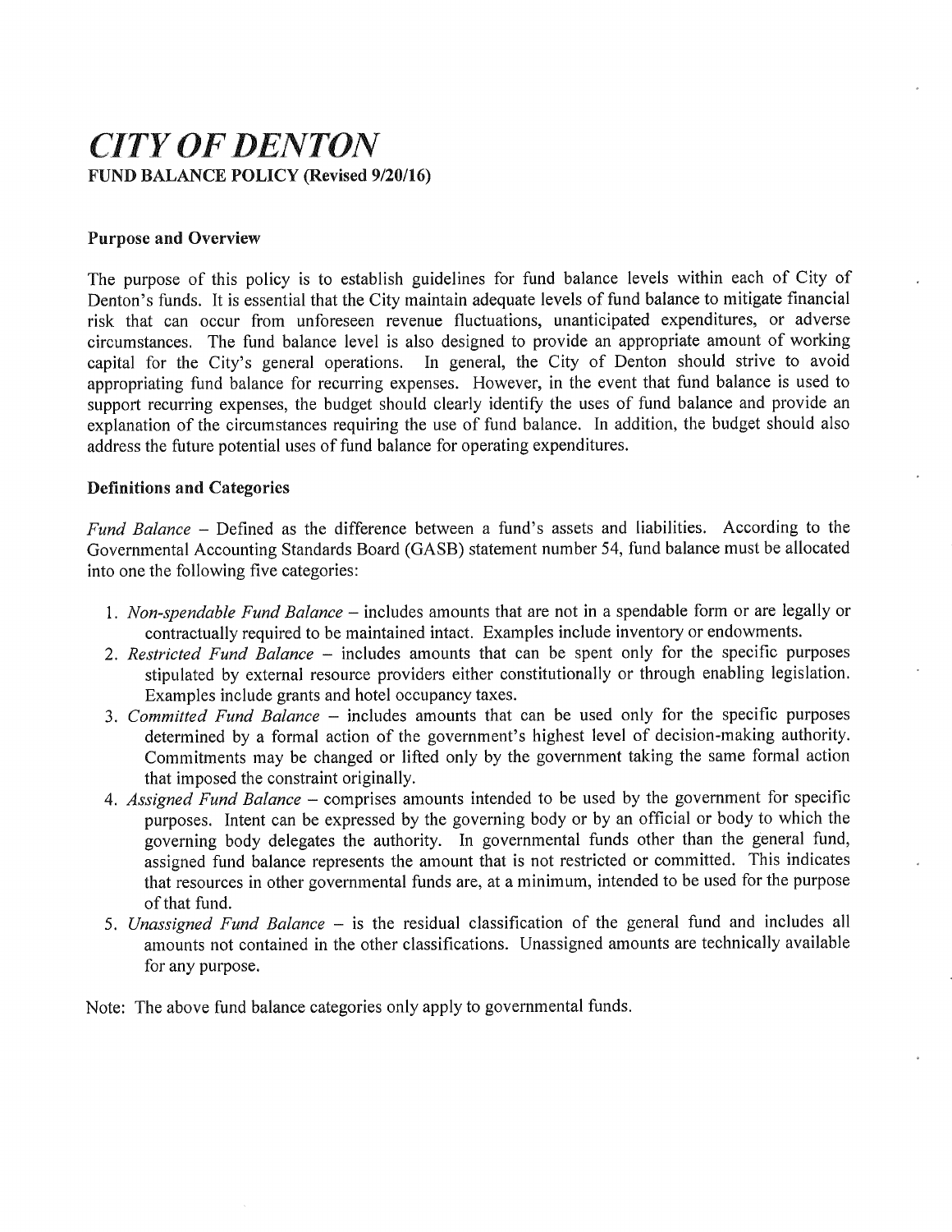# *CITY OF DENTON*

**FUND BALANCE POLICY (Revised 9/20/16)**

## Purpose and Overview

The purpose of this policy is to establish guidelines for fund balance levels within each of City of Denton's funds. It is essential that the City maintain adequate levels of fund balance to mitigate financial risk that can occur from unforeseen revenue fluctuations, unanticipated expenditures, or adverse circumstances. The fund balance level is also designed to provide an appropriate amount of working capital for the City's general operations. In general, the City of Denton should strive to avoid appropriating fund balance for recurring expenses. However, in the event that fund balance is used to support recurring expenses, the budget should clearly identify the uses of fund balance and provide an explanation of the circumstances requiring the use of fund balance. In addition, the budget should also address the future potential uses of fund balance for operating expenditures.

## Definitions and Categories

*Fund Balance* – Defined as the difference between a fund's assets and liabilities. According to the Governmental Accounting Standards Board (GASB) statement number 54, fund balance must be allocated into one the following five categories:

1. *Non-spendable Fund Balance* – includes amounts that are not in a spendable form or are legally or contractually required to be maintained intact. Examples include inventory or endowments.
2. *Restricted Fund Balance* – includes amounts that can be spent only for the specific purposes stipulated by external resource providers either constitutionally or through enabling legislation. Examples include grants and hotel occupancy taxes.
3. *Committed Fund Balance* – includes amounts that can be used only for the specific purposes determined by a formal action of the government's highest level of decision-making authority. Commitments may be changed or lifted only by the government taking the same formal action that imposed the constraint originally.
4. *Assigned Fund Balance* – comprises amounts intended to be used by the government for specific purposes. Intent can be expressed by the governing body or by an official or body to which the governing body delegates the authority. In governmental funds other than the general fund, assigned fund balance represents the amount that is not restricted or committed. This indicates that resources in other governmental funds are, at a minimum, intended to be used for the purpose of that fund.
5. *Unassigned Fund Balance* – is the residual classification of the general fund and includes all amounts not contained in the other classifications. Unassigned amounts are technically available for any purpose.

Note: The above fund balance categories only apply to governmental funds.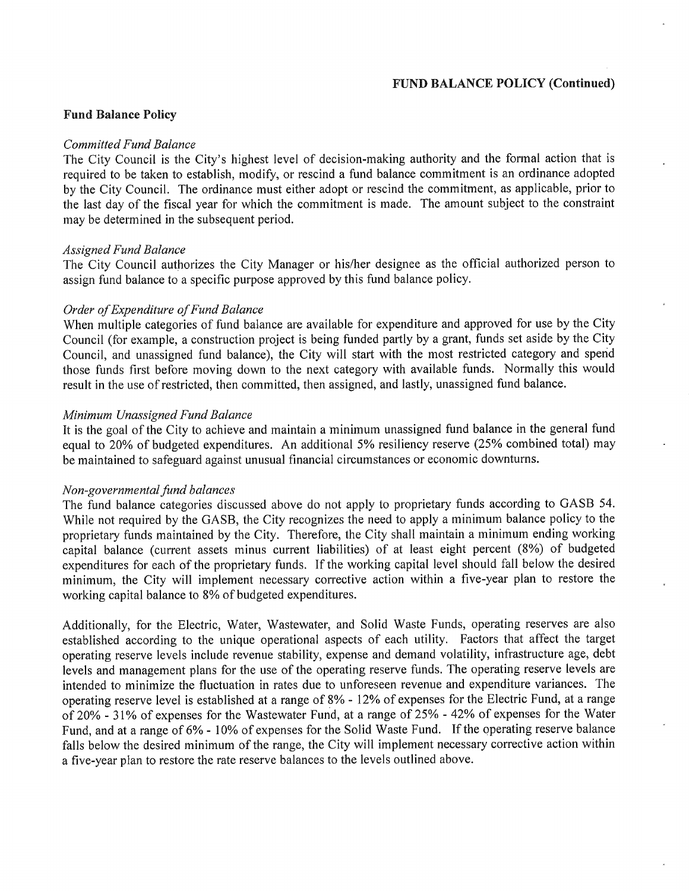## FUND BALANCE POLICY (Continued)

### Fund Balance Policy

*Committed Fund Balance*

The City Council is the City's highest level of decision-making authority and the formal action that is required to be taken to establish, modify, or rescind a fund balance commitment is an ordinance adopted by the City Council. The ordinance must either adopt or rescind the commitment, as applicable, prior to the last day of the fiscal year for which the commitment is made. The amount subject to the constraint may be determined in the subsequent period.

*Assigned Fund Balance*

The City Council authorizes the City Manager or his/her designee as the official authorized person to assign fund balance to a specific purpose approved by this fund balance policy.

*Order of Expenditure of Fund Balance*

When multiple categories of fund balance are available for expenditure and approved for use by the City Council (for example, a construction project is being funded partly by a grant, funds set aside by the City Council, and unassigned fund balance), the City will start with the most restricted category and spend those funds first before moving down to the next category with available funds. Normally this would result in the use of restricted, then committed, then assigned, and lastly, unassigned fund balance.

*Minimum Unassigned Fund Balance*

It is the goal of the City to achieve and maintain a minimum unassigned fund balance in the general fund equal to 20% of budgeted expenditures. An additional 5% resiliency reserve (25% combined total) may be maintained to safeguard against unusual financial circumstances or economic downturns.

*Non-governmental fund balances*

The fund balance categories discussed above do not apply to proprietary funds according to GASB 54. While not required by the GASB, the City recognizes the need to apply a minimum balance policy to the proprietary funds maintained by the City. Therefore, the City shall maintain a minimum ending working capital balance (current assets minus current liabilities) of at least eight percent (8%) of budgeted expenditures for each of the proprietary funds. If the working capital level should fall below the desired minimum, the City will implement necessary corrective action within a five-year plan to restore the working capital balance to 8% of budgeted expenditures.

Additionally, for the Electric, Water, Wastewater, and Solid Waste Funds, operating reserves are also established according to the unique operational aspects of each utility. Factors that affect the target operating reserve levels include revenue stability, expense and demand volatility, infrastructure age, debt levels and management plans for the use of the operating reserve funds. The operating reserve levels are intended to minimize the fluctuation in rates due to unforeseen revenue and expenditure variances. The operating reserve level is established at a range of 8% - 12% of expenses for the Electric Fund, at a range of 20% - 31% of expenses for the Wastewater Fund, at a range of 25% - 42% of expenses for the Water Fund, and at a range of 6% - 10% of expenses for the Solid Waste Fund. If the operating reserve balance falls below the desired minimum of the range, the City will implement necessary corrective action within a five-year plan to restore the rate reserve balances to the levels outlined above.